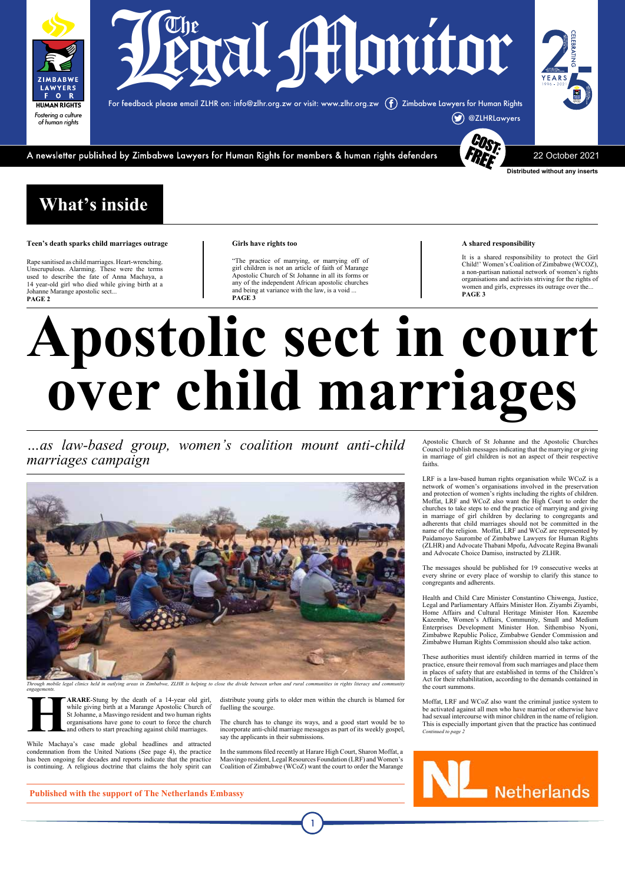# The Legal Monitor

For feedback please email ZLHR on: info@zlhr.org.zw or visit: www.zlhr.org.zw Zimbabwe Lawyers for Human Rights @ZLHRLawyers

Zimbabwe Lawyers for Human Rights — *Fostering a culture of human rights*

Celebrating 25 Years 1996 - 2021

A newsletter published by Zimbabwe Lawyers for Human Rights for members & human rights defenders

COST: FREE

22 October 2021

Distributed without any inserts

## What's inside

**Teen's death sparks child marriages outrage**

Rape sanitised as child marriages. Heart-wrenching. Unscrupulous. Alarming. These were the terms used to describe the fate of Anna Machaya, a 14 year-old girl who died while giving birth at a Johanne Marange apostolic sect...
**PAGE 2**

**Girls have rights too**

"The practice of marrying, or marrying off of girl children is not an article of faith of Marange Apostolic Church of St Johanne in all its forms or any of the independent African apostolic churches and being at variance with the law, is a void ...
**PAGE 3**

**A shared responsibility**

It is a shared responsibility to protect the Girl Child!' Women's Coalition of Zimbabwe (WCOZ), a non-partisan national network of women's rights organisations and activists striving for the rights of women and girls, expresses its outrage over the...
**PAGE 3**

# Apostolic sect in court over child marriages

*...as law-based group, women's coalition mount anti-child marriages campaign*

*Through mobile legal clinics held in outlying areas in Zimbabwe, ZLHR is helping to close the divide between urban and rural communities in rights literacy and community engagements.*

**HARARE**-Stung by the death of a 14-year old girl, while giving birth at a Marange Apostolic Church of St Johanne, a Masvingo resident and two human rights organisations have gone to court to force the church and others to start preaching against child marriages.

While Machaya's case made global headlines and attracted condemnation from the United Nations (See page 4), the practice has been ongoing for decades and reports indicate that the practice is continuing. A religious doctrine that claims the holy spirit can distribute young girls to older men within the church is blamed for fuelling the scourge.

The church has to change its ways, and a good start would be to incorporate anti-child marriage messages as part of its weekly gospel, say the applicants in their submissions.

In the summons filed recently at Harare High Court, Sharon Moffat, a Masvingo resident, Legal Resources Foundation (LRF) and Women's Coalition of Zimbabwe (WCoZ) want the court to order the Marange Apostolic Church of St Johanne and the Apostolic Churches Council to publish messages indicating that the marrying or giving in marriage of girl children is not an aspect of their respective faiths.

LRF is a law-based human rights organisation while WCoZ is a network of women's organisations involved in the preservation and protection of women's rights including the rights of children. Moffat, LRF and WCoZ also want the High Court to order the churches to take steps to end the practice of marrying and giving in marriage of girl children by declaring to congregants and adherents that child marriages should not be committed in the name of the religion. Moffat, LRF and WCoZ are represented by Paidamoyo Saurombe of Zimbabwe Lawyers for Human Rights (ZLHR) and Advocate Thabani Mpofu, Advocate Regina Bwanali and Advocate Choice Damiso, instructed by ZLHR.

The messages should be published for 19 consecutive weeks at every shrine or every place of worship to clarify this stance to congregants and adherents.

Health and Child Care Minister Constantino Chiwenga, Justice, Legal and Parliamentary Affairs Minister Hon. Ziyambi Ziyambi, Home Affairs and Cultural Heritage Minister Hon. Kazembe Kazembe, Women's Affairs, Community, Small and Medium Enterprises Development Minister Hon. Sithembiso Nyoni, Zimbabwe Republic Police, Zimbabwe Gender Commission and Zimbabwe Human Rights Commission should also take action.

These authorities must identify children married in terms of the practice, ensure their removal from such marriages and place them in places of safety that are established in terms of the Children's Act for their rehabilitation, according to the demands contained in the court summons.

Moffat, LRF and WCoZ also want the criminal justice system to be activated against all men who have married or otherwise have had sexual intercourse with minor children in the name of religion. This is especially important given that the practice has continued

*Continued to page 2*

**Published with the support of The Netherlands Embassy**

NL Netherlands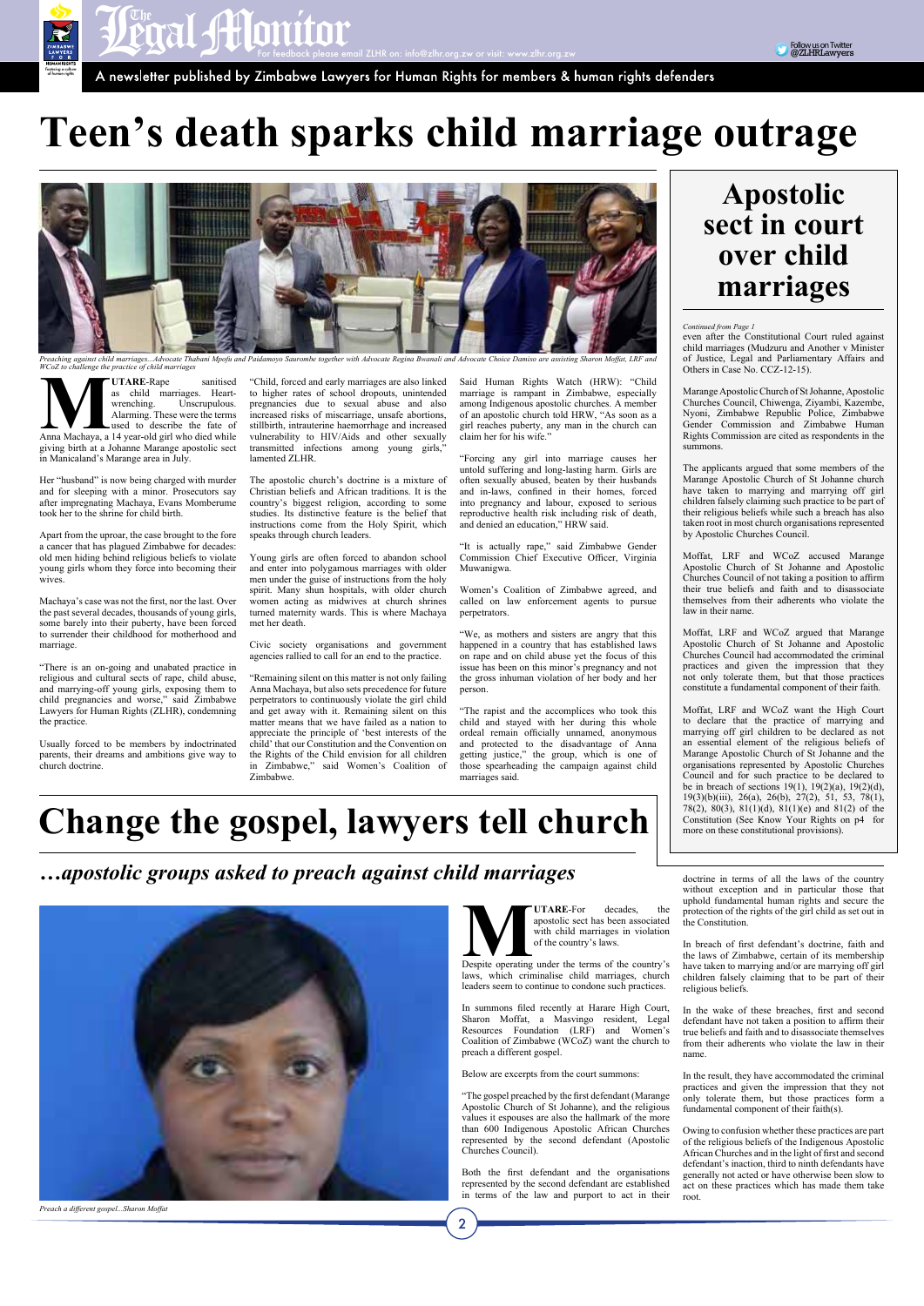# Teen's death sparks child marriage outrage

*Preaching against child marriages...Advocate Thabani Mpofu and Paidamoyo Saurombe together with Advocate Regina Bwanali and Advocate Choice Damiso are assisting Sharon Moffat, LRF and WCoZ to challenge the practice of child marriages*

**MUTARE**-Rape sanitised as child marriages. Heart-wrenching. Unscrupulous. Alarming. These were the terms used to describe the fate of Anna Machaya, a 14 year-old girl who died while giving birth at a Johanne Marange apostolic sect in Manicaland's Marange area in July.

Her "husband" is now being charged with murder and for sleeping with a minor. Prosecutors say after impregnating Machaya, Evans Momberume took her to the shrine for child birth.

Apart from the uproar, the case brought to the fore a cancer that has plagued Zimbabwe for decades: old men hiding behind religious beliefs to violate young girls whom they force into becoming their wives.

Machaya's case was not the first, nor the last. Over the past several decades, thousands of young girls, some barely into their puberty, have been forced to surrender their childhood for motherhood and marriage.

"There is an on-going and unabated practice in religious and cultural sects of rape, child abuse, and marrying-off young girls, exposing them to child pregnancies and worse," said Zimbabwe Lawyers for Human Rights (ZLHR), condemning the practice.

Usually forced to be members by indoctrinated parents, their dreams and ambitions give way to church doctrine.

"Child, forced and early marriages are also linked to higher rates of school dropouts, unintended pregnancies due to sexual abuse and also increased risks of miscarriage, unsafe abortions, stillbirth, intrauterine haemorrhage and increased vulnerability to HIV/Aids and other sexually transmitted infections among young girls," lamented ZLHR.

The apostolic church's doctrine is a mixture of Christian beliefs and African traditions. It is the country's biggest religion, according to some studies. Its distinctive feature is the belief that instructions come from the Holy Spirit, which speaks through church leaders.

Young girls are often forced to abandon school and enter into polygamous marriages with older men under the guise of instructions from the holy spirit. Many shun hospitals, with older church women acting as midwives at church shrines turned maternity wards. This is where Machaya met her death.

Civic society organisations and government agencies rallied to call for an end to the practice.

"Remaining silent on this matter is not only failing Anna Machaya, but also sets precedence for future perpetrators to continuously violate the girl child and get away with it. Remaining silent on this matter means that we have failed as a nation to appreciate the principle of 'best interests of the child' that our Constitution and the Convention on the Rights of the Child envision for all children in Zimbabwe," said Women's Coalition of Zimbabwe.

Said Human Rights Watch (HRW): "Child marriage is rampant in Zimbabwe, especially among Indigenous apostolic churches. A member of an apostolic church told HRW, "As soon as a girl reaches puberty, any man in the church can claim her for his wife."

"Forcing any girl into marriage causes her untold suffering and long-lasting harm. Girls are often sexually abused, beaten by their husbands and in-laws, confined in their homes, forced into pregnancy and labour, exposed to serious reproductive health risk including risk of death, and denied an education," HRW said.

"It is actually rape," said Zimbabwe Gender Commission Chief Executive Officer, Virginia Muwanigwa.

Women's Coalition of Zimbabwe agreed, and called on law enforcement agents to pursue perpetrators.

"We, as mothers and sisters are angry that this happened in a country that has established laws on rape and on child abuse yet the focus of this issue has been on this minor's pregnancy and not the gross inhuman violation of her body and her person.

"The rapist and the accomplices who took this child and stayed with her during this whole ordeal remain officially unnamed, anonymous and protected to the disadvantage of Anna getting justice," the group, which is one of those spearheading the campaign against child marriages said.

## Apostolic sect in court over child marriages

*Continued from Page 1*

even after the Constitutional Court ruled against child marriages (Mudzuru and Another v Minister of Justice, Legal and Parliamentary Affairs and Others in Case No. CCZ-12-15).

Marange Apostolic Church of St Johanne, Apostolic Churches Council, Chiwenga, Ziyambi, Kazembe, Nyoni, Zimbabwe Republic Police, Zimbabwe Gender Commission and Zimbabwe Human Rights Commission are cited as respondents in the summons.

The applicants argued that some members of the Marange Apostolic Church of St Johanne church have taken to marrying and marrying off girl children falsely claiming such practice to be part of their religious beliefs while such a breach has also taken root in most church organisations represented by Apostolic Churches Council.

Moffat, LRF and WCoZ accused Marange Apostolic Church of St Johanne and Apostolic Churches Council of not taking a position to affirm their true beliefs and faith and to disassociate themselves from their adherents who violate the law in their name.

Moffat, LRF and WCoZ argued that Marange Apostolic Church of St Johanne and Apostolic Churches Council had accommodated the criminal practices and given the impression that they not only tolerate them, but that those practices constitute a fundamental component of their faith.

Moffat, LRF and WCoZ want the High Court to declare that the practice of marrying and marrying off girl children to be declared as not an essential element of the religious beliefs of Marange Apostolic Church of St Johanne and the organisations represented by Apostolic Churches Council and for such practice to be declared to be in breach of sections 19(1), 19(2)(a), 19(2)(d), 19(3)(b)(iii), 26(a), 26(b), 27(2), 51, 53, 78(1), 78(2), 80(3), 81(1)(d), 81(1)(e) and 81(2) of the Constitution (See Know Your Rights on p4 for more on these constitutional provisions).

# Change the gospel, lawyers tell church

## *…apostolic groups asked to preach against child marriages*

*Preach a different gospel...Sharon Moffat*

**MUTARE**-For decades, the apostolic sect has been associated with child marriages in violation of the country's laws.

Despite operating under the terms of the country's laws, which criminalise child marriages, church leaders seem to continue to condone such practices.

In summons filed recently at Harare High Court, Sharon Moffat, a Masvingo resident, Legal Resources Foundation (LRF) and Women's Coalition of Zimbabwe (WCoZ) want the church to preach a different gospel.

Below are excerpts from the court summons:

"The gospel preached by the first defendant (Marange Apostolic Church of St Johanne), and the religious values it espouses are also the hallmark of the more than 600 Indigenous Apostolic African Churches represented by the second defendant (Apostolic Churches Council).

Both the first defendant and the organisations represented by the second defendant are established in terms of the law and purport to act in their doctrine in terms of all the laws of the country without exception and in particular those that uphold fundamental human rights and secure the protection of the rights of the girl child as set out in the Constitution.

In breach of first defendant's doctrine, faith and the laws of Zimbabwe, certain of its membership have taken to marrying and/or are marrying off girl children falsely claiming that to be part of their religious beliefs.

In the wake of these breaches, first and second defendant have not taken a position to affirm their true beliefs and faith and to disassociate themselves from their adherents who violate the law in their name.

In the result, they have accommodated the criminal practices and given the impression that they not only tolerate them, but those practices form a fundamental component of their faith(s).

Owing to confusion whether these practices are part of the religious beliefs of the Indigenous Apostolic African Churches and in the light of first and second defendant's inaction, third to ninth defendants have generally not acted or have otherwise been slow to act on these practices which has made them take root.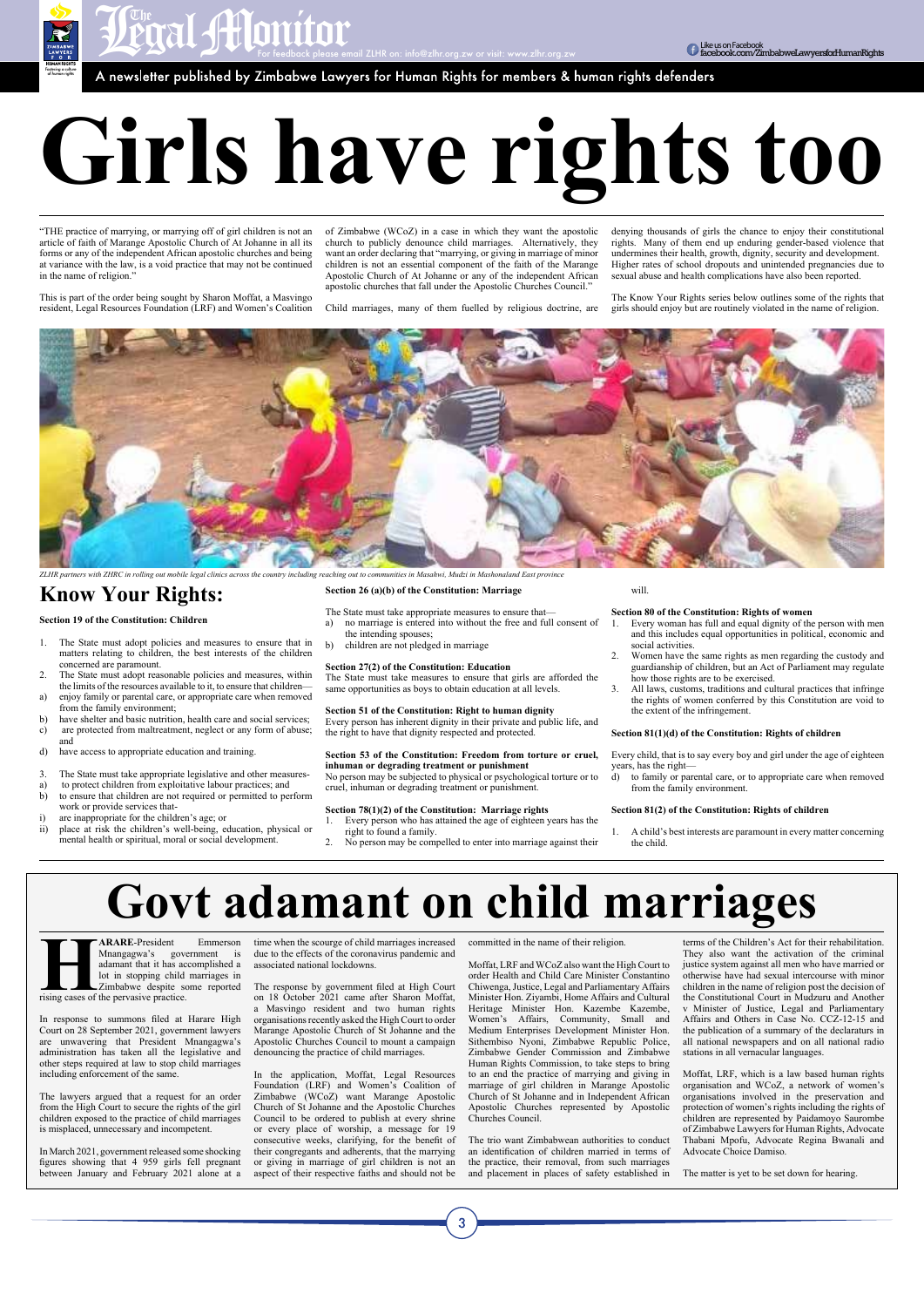# Girls have rights too

"THE practice of marrying, or marrying off of girl children is not an article of faith of Marange Apostolic Church of At Johanne in all its forms or any of the independent African apostolic churches and being at variance with the law, is a void practice that may not be continued in the name of religion."

This is part of the order being sought by Sharon Moffat, a Masvingo resident, Legal Resources Foundation (LRF) and Women's Coalition of Zimbabwe (WCoZ) in a case in which they want the apostolic church to publicly denounce child marriages. Alternatively, they want an order declaring that "marrying, or giving in marriage of minor children is not an essential component of the faith of the Marange Apostolic Church of At Johanne or any of the independent African apostolic churches that fall under the Apostolic Churches Council."

Child marriages, many of them fuelled by religious doctrine, are denying thousands of girls the chance to enjoy their constitutional rights. Many of them end up enduring gender-based violence that undermines their health, growth, dignity, security and development. Higher rates of school dropouts and unintended pregnancies due to sexual abuse and health complications have also been reported.

The Know Your Rights series below outlines some of the rights that girls should enjoy but are routinely violated in the name of religion.

*ZLHR partners with ZHRC in rolling out mobile legal clinics across the country including reaching out to communities in Masahwi, Mudzi in Mashonaland East province*

## Know Your Rights:

**Section 19 of the Constitution: Children**

1. The State must adopt policies and measures to ensure that in matters relating to children, the best interests of the children concerned are paramount.
2. The State must adopt reasonable policies and measures, within the limits of the resources available to it, to ensure that children—
   a) enjoy family or parental care, or appropriate care when removed from the family environment;
   b) have shelter and basic nutrition, health care and social services;
   c) are protected from maltreatment, neglect or any form of abuse; and
   d) have access to appropriate education and training.
3. The State must take appropriate legislative and other measures-
   a) to protect children from exploitative labour practices; and
   b) to ensure that children are not required or permitted to perform work or provide services that-
      i) are inappropriate for the children's age; or
      ii) place at risk the children's well-being, education, physical or mental health or spiritual, moral or social development.

**Section 26 (a)(b) of the Constitution: Marriage**

The State must take appropriate measures to ensure that—
a) no marriage is entered into without the free and full consent of the intending spouses;
b) children are not pledged in marriage

**Section 27(2) of the Constitution: Education**
The State must take measures to ensure that girls are afforded the same opportunities as boys to obtain education at all levels.

**Section 51 of the Constitution: Right to human dignity**
Every person has inherent dignity in their private and public life, and the right to have that dignity respected and protected.

**Section 53 of the Constitution: Freedom from torture or cruel, inhuman or degrading treatment or punishment**
No person may be subjected to physical or psychological torture or to cruel, inhuman or degrading treatment or punishment.

**Section 78(1)(2) of the Constitution: Marriage rights**
1. Every person who has attained the age of eighteen years has the right to found a family.
2. No person may be compelled to enter into marriage against their will.

**Section 80 of the Constitution: Rights of women**
1. Every woman has full and equal dignity of the person with men and this includes equal opportunities in political, economic and social activities.
2. Women have the same rights as men regarding the custody and guardianship of children, but an Act of Parliament may regulate how those rights are to be exercised.
3. All laws, customs, traditions and cultural practices that infringe the rights of women conferred by this Constitution are void to the extent of the infringement.

**Section 81(1)(d) of the Constitution: Rights of children**

Every child, that is to say every boy and girl under the age of eighteen years, has the right—
d) to family or parental care, or to appropriate care when removed from the family environment.

**Section 81(2) of the Constitution: Rights of children**

1. A child's best interests are paramount in every matter concerning the child.

# Govt adamant on child marriages

**HARARE**-President Emmerson Mnangagwa's government is adamant that it has accomplished a lot in stopping child marriages in Zimbabwe despite some reported rising cases of the pervasive practice.

In response to summons filed at Harare High Court on 28 September 2021, government lawyers are unwavering that President Mnangagwa's administration has taken all the legislative and other steps required at law to stop child marriages including enforcement of the same.

The lawyers argued that a request for an order from the High Court to secure the rights of the girl children exposed to the practice of child marriages is misplaced, unnecessary and incompetent.

In March 2021, government released some shocking figures showing that 4 959 girls fell pregnant between January and February 2021 alone at a time when the scourge of child marriages increased due to the effects of the coronavirus pandemic and associated national lockdowns.

The response by government filed at High Court on 18 October 2021 came after Sharon Moffat, a Masvingo resident and two human rights organisations recently asked the High Court to order Marange Apostolic Church of St Johanne and the Apostolic Churches Council to mount a campaign denouncing the practice of child marriages.

In the application, Moffat, Legal Resources Foundation (LRF) and Women's Coalition of Zimbabwe (WCoZ) want Marange Apostolic Church of St Johanne and the Apostolic Churches Council to be ordered to publish at every shrine or every place of worship, a message for 19 consecutive weeks, clarifying, for the benefit of their congregants and adherents, that the marrying or giving in marriage of girl children is not an aspect of their respective faiths and should not be committed in the name of their religion.

Moffat, LRF and WCoZ also want the High Court to order Health and Child Care Minister Constantino Chiwenga, Justice, Legal and Parliamentary Affairs Minister Hon. Ziyambi, Home Affairs and Cultural Heritage Minister Hon. Kazembe Kazembe, Women's Affairs, Community, Small and Medium Enterprises Development Minister Hon. Sithembiso Nyoni, Zimbabwe Republic Police, Zimbabwe Gender Commission and Zimbabwe Human Rights Commission, to take steps to bring to an end the practice of marrying and giving in marriage of girl children in Marange Apostolic Church of St Johane and in Independent African Apostolic Churches represented by Apostolic Churches Council.

The trio want Zimbabwean authorities to conduct an identification of children married in terms of the practice, their removal, from such marriages and placement in places of safety established in terms of the Children's Act for their rehabilitation. They also want the activation of the criminal justice system against all men who have married or otherwise have had sexual intercourse with minor children in the name of religion post the decision of the Constitutional Court in Mudzuru and Another v Minister of Justice, Legal and Parliamentary Affairs and Others in Case No. CCZ-12-15 and the publication of a summary of the declaratus in all national newspapers and on all national radio stations in all vernacular languages.

Moffat, LRF, which is a law based human rights organisation and WCoZ, a network of women's organisations involved in the preservation and protection of women's rights including the rights of children are represented by Paidamoyo Saurombe of Zimbabwe Lawyers for Human Rights, Advocate Thabani Mpofu, Advocate Regina Bwanali and Advocate Choice Damiso.

The matter is yet to be set down for hearing.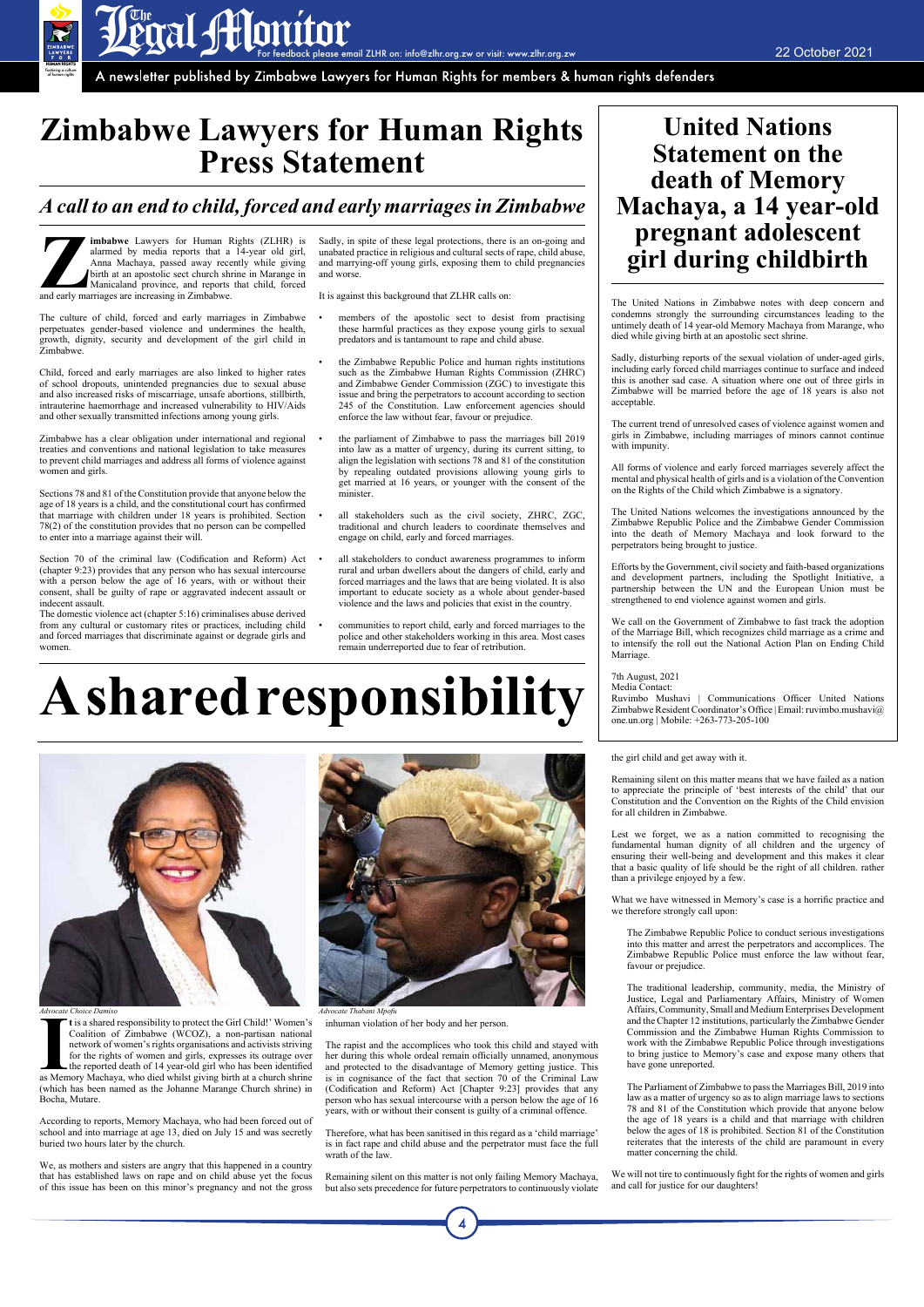# Zimbabwe Lawyers for Human Rights Press Statement

## *A call to an end to child, forced and early marriages in Zimbabwe*

**Zimbabwe** Lawyers for Human Rights (ZLHR) is alarmed by media reports that a 14-year old girl, Anna Machaya, passed away recently while giving birth at an apostolic sect church shrine in Marange in Manicaland province, and reports that child, forced and early marriages are increasing in Zimbabwe.

The culture of child, forced and early marriages in Zimbabwe perpetuates gender-based violence and undermines the health, growth, dignity, security and development of the girl child in Zimbabwe.

Child, forced and early marriages are also linked to higher rates of school dropouts, unintended pregnancies due to sexual abuse and also increased risks of miscarriage, unsafe abortions, stillbirth, intrauterine haemorrhage and increased vulnerability to HIV/Aids and other sexually transmitted infections among young girls.

Zimbabwe has a clear obligation under international and regional treaties and conventions and national legislation to take measures to prevent child marriages and address all forms of violence against women and girls.

Sections 78 and 81 of the Constitution provide that anyone below the age of 18 years is a child, and the constitutional court has confirmed that marriage with children under 18 years is prohibited. Section 78(2) of the constitution provides that no person can be compelled to enter into a marriage against their will.

Section 70 of the criminal law (Codification and Reform) Act (chapter 9:23) provides that any person who has sexual intercourse with a person below the age of 16 years, with or without their consent, shall be guilty of rape or aggravated indecent assault or indecent assault.

The domestic violence act (chapter 5:16) criminalises abuse derived from any cultural or customary rites or practices, including child and forced marriages that discriminate against or degrade girls and women.

Sadly, in spite of these legal protections, there is an on-going and unabated practice in religious and cultural sects of rape, child abuse, and marrying-off young girls, exposing them to child pregnancies and worse.

It is against this background that ZLHR calls on:

- members of the apostolic sect to desist from practising these harmful practices as they expose young girls to sexual predators and is tantamount to rape and child abuse.
- the Zimbabwe Republic Police and human rights institutions such as the Zimbabwe Human Rights Commission (ZHRC) and Zimbabwe Gender Commission (ZGC) to investigate this issue and bring the perpetrators to account according to section 245 of the Constitution. Law enforcement agencies should enforce the law without fear, favour or prejudice.
- the parliament of Zimbabwe to pass the marriages bill 2019 into law as a matter of urgency, during its current sitting, to align the legislation with sections 78 and 81 of the constitution by repealing outdated provisions allowing young girls to get married at 16 years, or younger with the consent of the minister.
- all stakeholders such as the civil society, ZHRC, ZGC, traditional and church leaders to coordinate themselves and engage on child, early and forced marriages.
- all stakeholders to conduct awareness programmes to inform rural and urban dwellers about the dangers of child, early and forced marriages and the laws that are being violated. It is also important to educate society as a whole about gender-based violence and the laws and policies that exist in the country.
- communities to report child, early and forced marriages to the police and other stakeholders working in this area. Most cases remain underreported due to fear of retribution.

# United Nations Statement on the death of Memory Machaya, a 14 year-old pregnant adolescent girl during childbirth

The United Nations in Zimbabwe notes with deep concern and condemns strongly the surrounding circumstances leading to the untimely death of 14 year-old Memory Machaya from Marange, who died while giving birth at an apostolic sect shrine.

Sadly, disturbing reports of the sexual violation of under-aged girls, including early forced child marriages continue to surface and indeed this is another sad case. A situation where one out of three girls in Zimbabwe will be married before the age of 18 years is also not acceptable.

The current trend of unresolved cases of violence against women and girls in Zimbabwe, including marriages of minors cannot continue with impunity.

All forms of violence and early forced marriages severely affect the mental and physical health of girls and is a violation of the Convention on the Rights of the Child which Zimbabwe is a signatory.

The United Nations welcomes the investigations announced by the Zimbabwe Republic Police and the Zimbabwe Gender Commission into the death of Memory Machaya and look forward to the perpetrators being brought to justice.

Efforts by the Government, civil society and faith-based organizations and development partners, including the Spotlight Initiative, a partnership between the UN and the European Union must be strengthened to end violence against women and girls.

We call on the Government of Zimbabwe to fast track the adoption of the Marriage Bill, which recognizes child marriage as a crime and to intensify the roll out the National Action Plan on Ending Child Marriage.

7th August, 2021
Media Contact:
Ruvimbo Mushavi | Communications Officer United Nations Zimbabwe Resident Coordinator's Office | Email: ruvimbo.mushavi@one.un.org | Mobile: +263-773-205-100

# A shared responsibility

*Advocate Choice Damiso*

*Advocate Thabani Mpofu*

It is a shared responsibility to protect the Girl Child!' Women's Coalition of Zimbabwe (WCOZ), a non-partisan national network of women's rights organisations and activists striving for the rights of women and girls, expresses its outrage over the reported death of 14 year-old girl who has been identified as Memory Machaya, who died whilst giving birth at a church shrine (which has been named as the Johanne Marange Church shrine) in Bocha, Mutare.

According to reports, Memory Machaya, who had been forced out of school and into marriage at age 13, died on July 15 and was secretly buried two hours later by the church.

We, as mothers and sisters are angry that this happened in a country that has established laws on rape and on child abuse yet the focus of this issue has been on this minor's pregnancy and not the gross inhuman violation of her body and her person.

The rapist and the accomplices who took this child and stayed with her during this whole ordeal remain officially unnamed, anonymous and protected to the disadvantage of Memory getting justice. This is in cognisance of the fact that section 70 of the Criminal Law (Codification and Reform) Act [Chapter 9:23] provides that any person who has sexual intercourse with a person below the age of 16 years, with or without their consent is guilty of a criminal offence.

Therefore, what has been sanitised in this regard as a 'child marriage' is in fact rape and child abuse and the perpetrator must face the full wrath of the law.

Remaining silent on this matter is not only failing Memory Machaya, but also sets precedence for future perpetrators to continuously violate the girl child and get away with it.

Remaining silent on this matter means that we have failed as a nation to appreciate the principle of 'best interests of the child' that our Constitution and the Convention on the Rights of the Child envision for all children in Zimbabwe.

Lest we forget, we as a nation committed to recognising the fundamental human dignity of all children and the urgency of ensuring their well-being and development and this makes it clear that a basic quality of life should be the right of all children. rather than a privilege enjoyed by a few.

What we have witnessed in Memory's case is a horrific practice and we therefore strongly call upon:

The Zimbabwe Republic Police to conduct serious investigations into this matter and arrest the perpetrators and accomplices. The Zimbabwe Republic Police must enforce the law without fear, favour or prejudice.

The traditional leadership, community, media, the Ministry of Justice, Legal and Parliamentary Affairs, Ministry of Women Affairs, Community, Small and Medium Enterprises Development and the Chapter 12 institutions, particularly the Zimbabwe Gender Commission and the Zimbabwe Human Rights Commission to work with the Zimbabwe Republic Police through investigations to bring justice to Memory's case and expose many others that have gone unreported.

The Parliament of Zimbabwe to pass the Marriages Bill, 2019 into law as a matter of urgency so as to align marriage laws to sections 78 and 81 of the Constitution which provide that anyone below the age of 18 years is a child and that marriage with children below the age of 18 is prohibited. Section 81 of the Constitution reiterates that the interests of the child are paramount in every matter concerning the child.

We will not tire to continuously fight for the rights of women and girls and call for justice for our daughters!